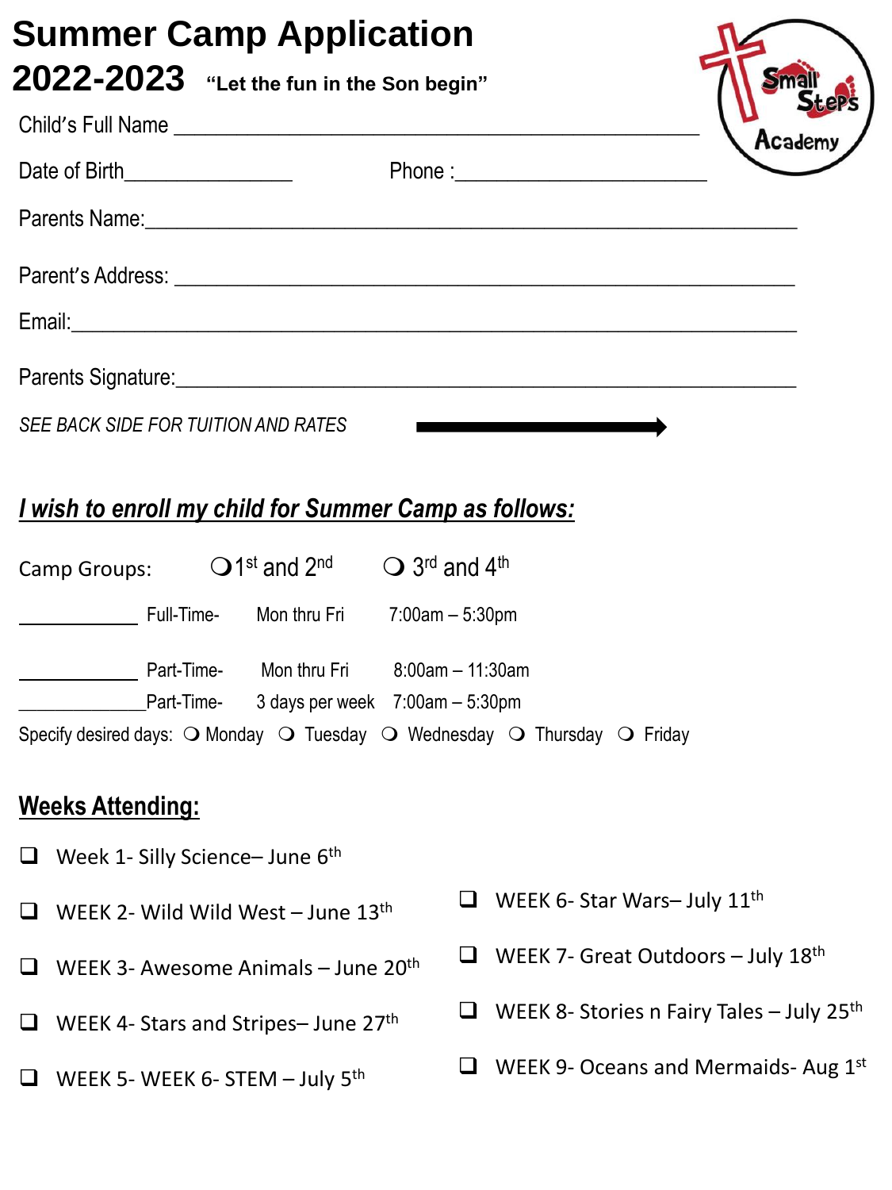# Summary Camp Application

# Summer Camp Application

## 2022-2023 **"Let the fun in the Son begin"**

Small Steps Academy

Child's Full Name ______________________________________________

Date of Birth_______________ Phone :______________________

Parents Name:____________________________________________________________

Parent's Address: ________________________________________________________

Email:__________________________________________________________________

Parents Signature:_______________________________________________________

*SEE BACK SIDE FOR TUITION AND RATES* →

## ***I wish to enroll my child for Summer Camp as follows:***

Camp Groups: ❍ 1st and 2nd ❍ 3rd and 4th

___________ Full-Time- Mon thru Fri 7:00am – 5:30pm

___________ Part-Time- Mon thru Fri 8:00am – 11:30am

___________ Part-Time- 3 days per week 7:00am – 5:30pm

Specify desired days: ❍ Monday ❍ Tuesday ❍ Wednesday ❍ Thursday ❍ Friday

## **Weeks Attending:**

- ❑ Week 1- Silly Science– June 6th
- ❑ WEEK 2- Wild Wild West – June 13th
- ❑ WEEK 3- Awesome Animals – June 20th
- ❑ WEEK 4- Stars and Stripes– June 27th
- ❑ WEEK 5- WEEK 6- STEM – July 5th
- ❑ WEEK 6- Star Wars– July 11th
- ❑ WEEK 7- Great Outdoors – July 18th
- ❑ WEEK 8- Stories n Fairy Tales – July 25th
- ❑ WEEK 9- Oceans and Mermaids- Aug 1st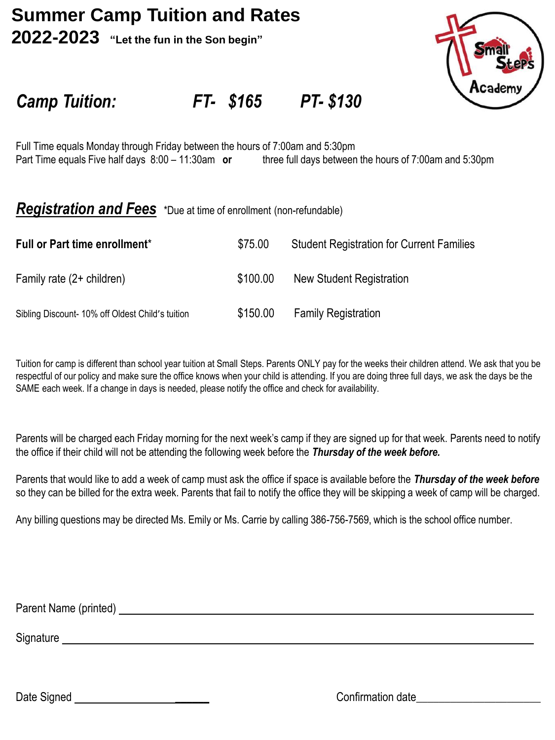# Summer Camp Tuition and Rates

## 2022-2023 "Let the fun in the Son begin"

Small Steps Academy

## *Camp Tuition:* *FT- $165* *PT- $130*

Full Time equals Monday through Friday between the hours of 7:00am and 5:30pm
Part Time equals Five half days 8:00 – 11:30am **or** three full days between the hours of 7:00am and 5:30pm

## ***Registration and Fees*** *Due at time of enrollment (non-refundable)

| | | |
|---|---|---|
| **Full or Part time enrollment*** | $75.00 | Student Registration for Current Families |
| Family rate (2+ children) | $100.00 | New Student Registration |
| Sibling Discount- 10% off Oldest Child's tuition | $150.00 | Family Registration |

Tuition for camp is different than school year tuition at Small Steps. Parents ONLY pay for the weeks their children attend. We ask that you be respectful of our policy and make sure the office knows when your child is attending. If you are doing three full days, we ask the days be the SAME each week. If a change in days is needed, please notify the office and check for availability.

Parents will be charged each Friday morning for the next week's camp if they are signed up for that week. Parents need to notify the office if their child will not be attending the following week before the ***Thursday of the week before.***

Parents that would like to add a week of camp must ask the office if space is available before the ***Thursday of the week before*** so they can be billed for the extra week. Parents that fail to notify the office they will be skipping a week of camp will be charged.

Any billing questions may be directed Ms. Emily or Ms. Carrie by calling 386-756-7569, which is the school office number.

Parent Name (printed) ______________________________

Signature ______________________________

Date Signed ______________________ Confirmation date______________________